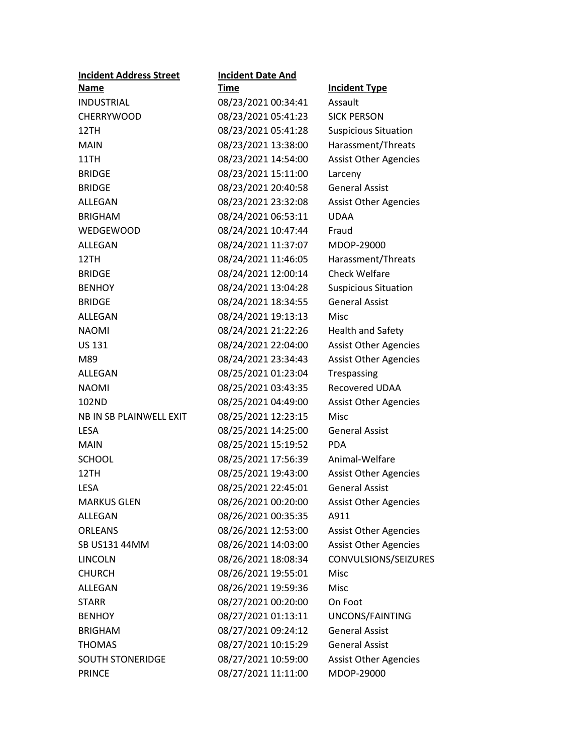| Incident Address Street Name | Incident Date And Time | Incident Type |
|---|---|---|
| INDUSTRIAL | 08/23/2021 00:34:41 | Assault |
| CHERRYWOOD | 08/23/2021 05:41:23 | SICK PERSON |
| 12TH | 08/23/2021 05:41:28 | Suspicious Situation |
| MAIN | 08/23/2021 13:38:00 | Harassment/Threats |
| 11TH | 08/23/2021 14:54:00 | Assist Other Agencies |
| BRIDGE | 08/23/2021 15:11:00 | Larceny |
| BRIDGE | 08/23/2021 20:40:58 | General Assist |
| ALLEGAN | 08/23/2021 23:32:08 | Assist Other Agencies |
| BRIGHAM | 08/24/2021 06:53:11 | UDAA |
| WEDGEWOOD | 08/24/2021 10:47:44 | Fraud |
| ALLEGAN | 08/24/2021 11:37:07 | MDOP-29000 |
| 12TH | 08/24/2021 11:46:05 | Harassment/Threats |
| BRIDGE | 08/24/2021 12:00:14 | Check Welfare |
| BENHOY | 08/24/2021 13:04:28 | Suspicious Situation |
| BRIDGE | 08/24/2021 18:34:55 | General Assist |
| ALLEGAN | 08/24/2021 19:13:13 | Misc |
| NAOMI | 08/24/2021 21:22:26 | Health and Safety |
| US 131 | 08/24/2021 22:04:00 | Assist Other Agencies |
| M89 | 08/24/2021 23:34:43 | Assist Other Agencies |
| ALLEGAN | 08/25/2021 01:23:04 | Trespassing |
| NAOMI | 08/25/2021 03:43:35 | Recovered UDAA |
| 102ND | 08/25/2021 04:49:00 | Assist Other Agencies |
| NB IN SB PLAINWELL EXIT | 08/25/2021 12:23:15 | Misc |
| LESA | 08/25/2021 14:25:00 | General Assist |
| MAIN | 08/25/2021 15:19:52 | PDA |
| SCHOOL | 08/25/2021 17:56:39 | Animal-Welfare |
| 12TH | 08/25/2021 19:43:00 | Assist Other Agencies |
| LESA | 08/25/2021 22:45:01 | General Assist |
| MARKUS GLEN | 08/26/2021 00:20:00 | Assist Other Agencies |
| ALLEGAN | 08/26/2021 00:35:35 | A911 |
| ORLEANS | 08/26/2021 12:53:00 | Assist Other Agencies |
| SB US131 44MM | 08/26/2021 14:03:00 | Assist Other Agencies |
| LINCOLN | 08/26/2021 18:08:34 | CONVULSIONS/SEIZURES |
| CHURCH | 08/26/2021 19:55:01 | Misc |
| ALLEGAN | 08/26/2021 19:59:36 | Misc |
| STARR | 08/27/2021 00:20:00 | On Foot |
| BENHOY | 08/27/2021 01:13:11 | UNCONS/FAINTING |
| BRIGHAM | 08/27/2021 09:24:12 | General Assist |
| THOMAS | 08/27/2021 10:15:29 | General Assist |
| SOUTH STONERIDGE | 08/27/2021 10:59:00 | Assist Other Agencies |
| PRINCE | 08/27/2021 11:11:00 | MDOP-29000 |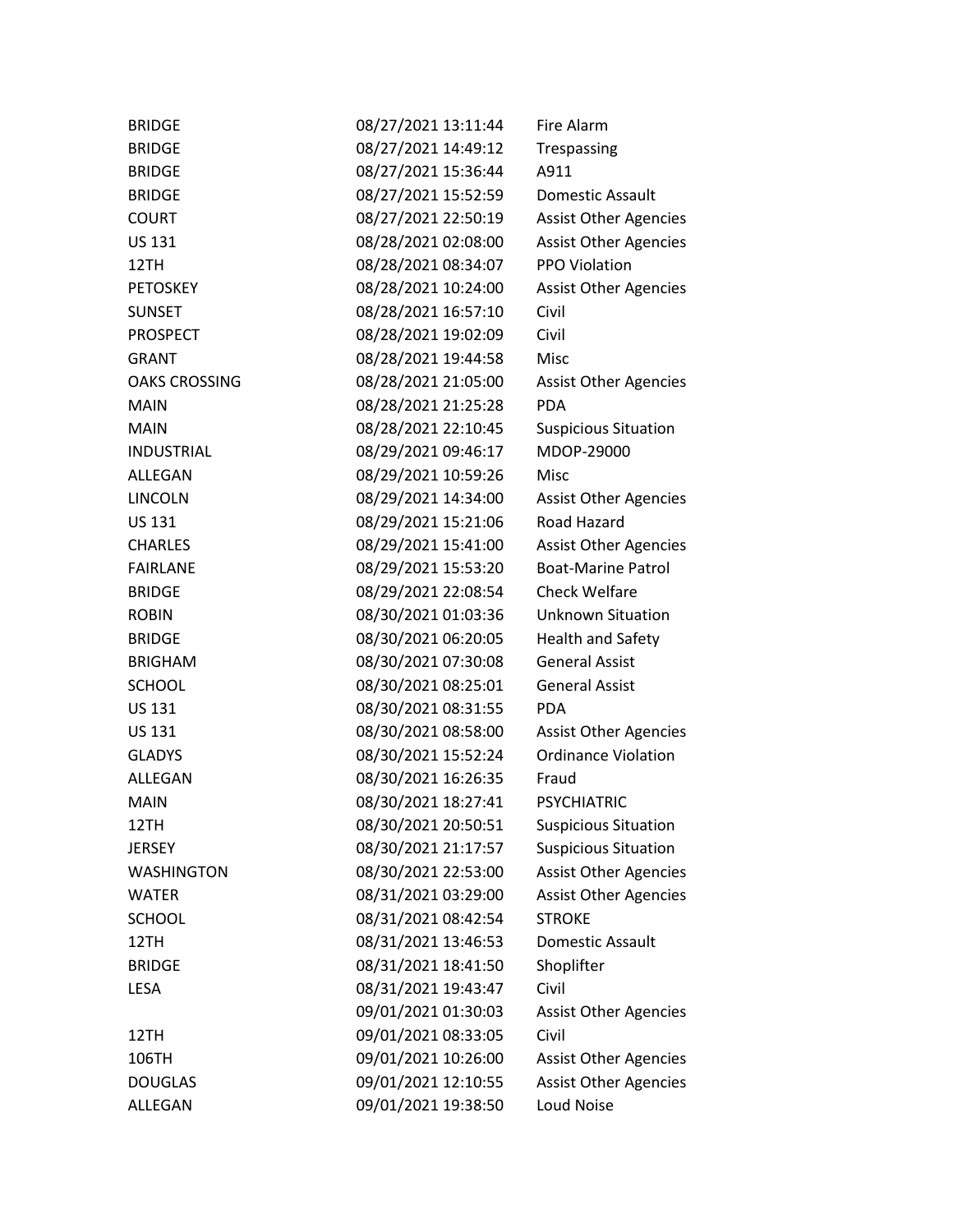| | | |
|---|---|---|
| BRIDGE | 08/27/2021 13:11:44 | Fire Alarm |
| BRIDGE | 08/27/2021 14:49:12 | Trespassing |
| BRIDGE | 08/27/2021 15:36:44 | A911 |
| BRIDGE | 08/27/2021 15:52:59 | Domestic Assault |
| COURT | 08/27/2021 22:50:19 | Assist Other Agencies |
| US 131 | 08/28/2021 02:08:00 | Assist Other Agencies |
| 12TH | 08/28/2021 08:34:07 | PPO Violation |
| PETOSKEY | 08/28/2021 10:24:00 | Assist Other Agencies |
| SUNSET | 08/28/2021 16:57:10 | Civil |
| PROSPECT | 08/28/2021 19:02:09 | Civil |
| GRANT | 08/28/2021 19:44:58 | Misc |
| OAKS CROSSING | 08/28/2021 21:05:00 | Assist Other Agencies |
| MAIN | 08/28/2021 21:25:28 | PDA |
| MAIN | 08/28/2021 22:10:45 | Suspicious Situation |
| INDUSTRIAL | 08/29/2021 09:46:17 | MDOP-29000 |
| ALLEGAN | 08/29/2021 10:59:26 | Misc |
| LINCOLN | 08/29/2021 14:34:00 | Assist Other Agencies |
| US 131 | 08/29/2021 15:21:06 | Road Hazard |
| CHARLES | 08/29/2021 15:41:00 | Assist Other Agencies |
| FAIRLANE | 08/29/2021 15:53:20 | Boat-Marine Patrol |
| BRIDGE | 08/29/2021 22:08:54 | Check Welfare |
| ROBIN | 08/30/2021 01:03:36 | Unknown Situation |
| BRIDGE | 08/30/2021 06:20:05 | Health and Safety |
| BRIGHAM | 08/30/2021 07:30:08 | General Assist |
| SCHOOL | 08/30/2021 08:25:01 | General Assist |
| US 131 | 08/30/2021 08:31:55 | PDA |
| US 131 | 08/30/2021 08:58:00 | Assist Other Agencies |
| GLADYS | 08/30/2021 15:52:24 | Ordinance Violation |
| ALLEGAN | 08/30/2021 16:26:35 | Fraud |
| MAIN | 08/30/2021 18:27:41 | PSYCHIATRIC |
| 12TH | 08/30/2021 20:50:51 | Suspicious Situation |
| JERSEY | 08/30/2021 21:17:57 | Suspicious Situation |
| WASHINGTON | 08/30/2021 22:53:00 | Assist Other Agencies |
| WATER | 08/31/2021 03:29:00 | Assist Other Agencies |
| SCHOOL | 08/31/2021 08:42:54 | STROKE |
| 12TH | 08/31/2021 13:46:53 | Domestic Assault |
| BRIDGE | 08/31/2021 18:41:50 | Shoplifter |
| LESA | 08/31/2021 19:43:47 | Civil |
| | 09/01/2021 01:30:03 | Assist Other Agencies |
| 12TH | 09/01/2021 08:33:05 | Civil |
| 106TH | 09/01/2021 10:26:00 | Assist Other Agencies |
| DOUGLAS | 09/01/2021 12:10:55 | Assist Other Agencies |
| ALLEGAN | 09/01/2021 19:38:50 | Loud Noise |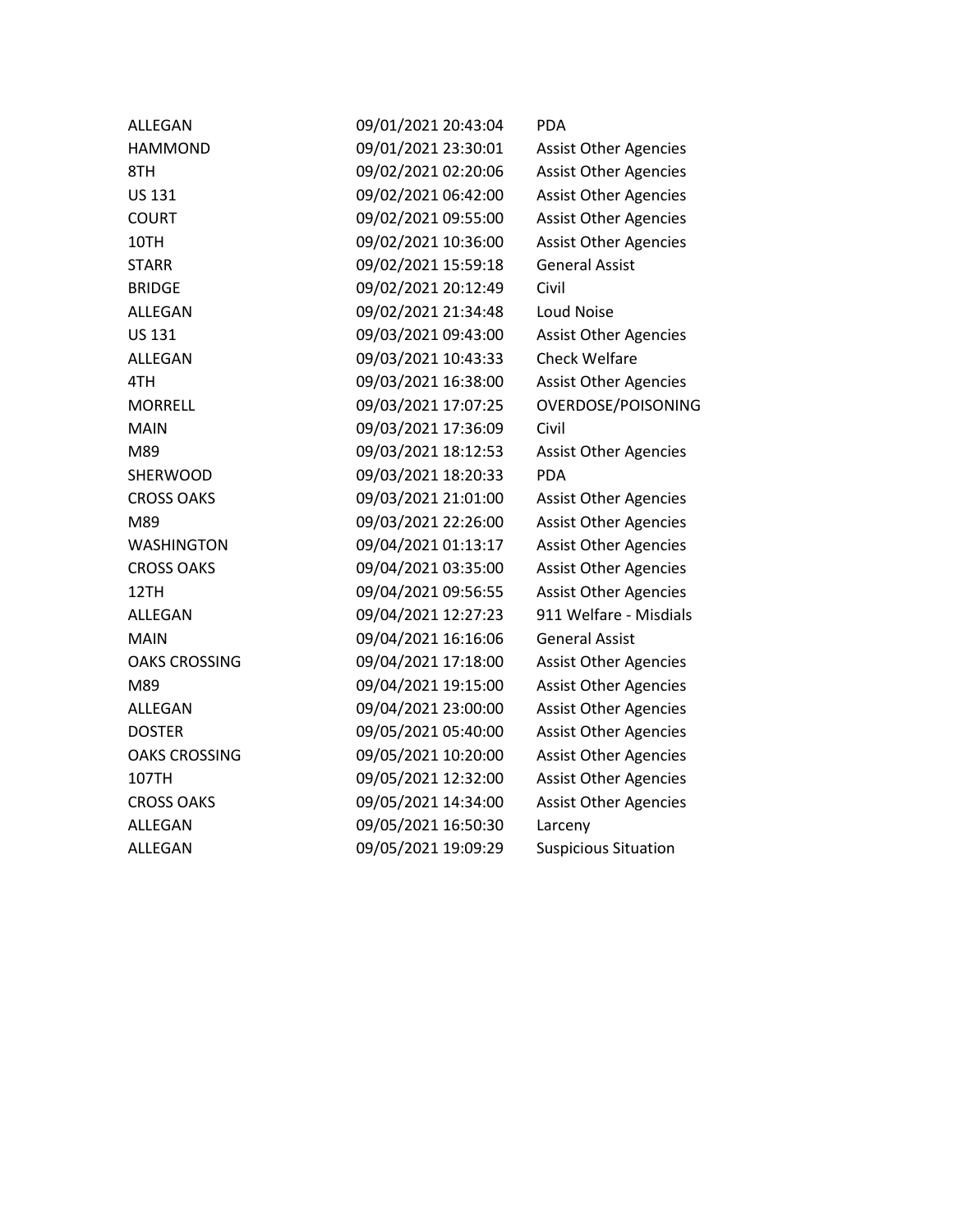| | | |
|---|---|---|
| ALLEGAN | 09/01/2021 20:43:04 | PDA |
| HAMMOND | 09/01/2021 23:30:01 | Assist Other Agencies |
| 8TH | 09/02/2021 02:20:06 | Assist Other Agencies |
| US 131 | 09/02/2021 06:42:00 | Assist Other Agencies |
| COURT | 09/02/2021 09:55:00 | Assist Other Agencies |
| 10TH | 09/02/2021 10:36:00 | Assist Other Agencies |
| STARR | 09/02/2021 15:59:18 | General Assist |
| BRIDGE | 09/02/2021 20:12:49 | Civil |
| ALLEGAN | 09/02/2021 21:34:48 | Loud Noise |
| US 131 | 09/03/2021 09:43:00 | Assist Other Agencies |
| ALLEGAN | 09/03/2021 10:43:33 | Check Welfare |
| 4TH | 09/03/2021 16:38:00 | Assist Other Agencies |
| MORRELL | 09/03/2021 17:07:25 | OVERDOSE/POISONING |
| MAIN | 09/03/2021 17:36:09 | Civil |
| M89 | 09/03/2021 18:12:53 | Assist Other Agencies |
| SHERWOOD | 09/03/2021 18:20:33 | PDA |
| CROSS OAKS | 09/03/2021 21:01:00 | Assist Other Agencies |
| M89 | 09/03/2021 22:26:00 | Assist Other Agencies |
| WASHINGTON | 09/04/2021 01:13:17 | Assist Other Agencies |
| CROSS OAKS | 09/04/2021 03:35:00 | Assist Other Agencies |
| 12TH | 09/04/2021 09:56:55 | Assist Other Agencies |
| ALLEGAN | 09/04/2021 12:27:23 | 911 Welfare - Misdials |
| MAIN | 09/04/2021 16:16:06 | General Assist |
| OAKS CROSSING | 09/04/2021 17:18:00 | Assist Other Agencies |
| M89 | 09/04/2021 19:15:00 | Assist Other Agencies |
| ALLEGAN | 09/04/2021 23:00:00 | Assist Other Agencies |
| DOSTER | 09/05/2021 05:40:00 | Assist Other Agencies |
| OAKS CROSSING | 09/05/2021 10:20:00 | Assist Other Agencies |
| 107TH | 09/05/2021 12:32:00 | Assist Other Agencies |
| CROSS OAKS | 09/05/2021 14:34:00 | Assist Other Agencies |
| ALLEGAN | 09/05/2021 16:50:30 | Larceny |
| ALLEGAN | 09/05/2021 19:09:29 | Suspicious Situation |